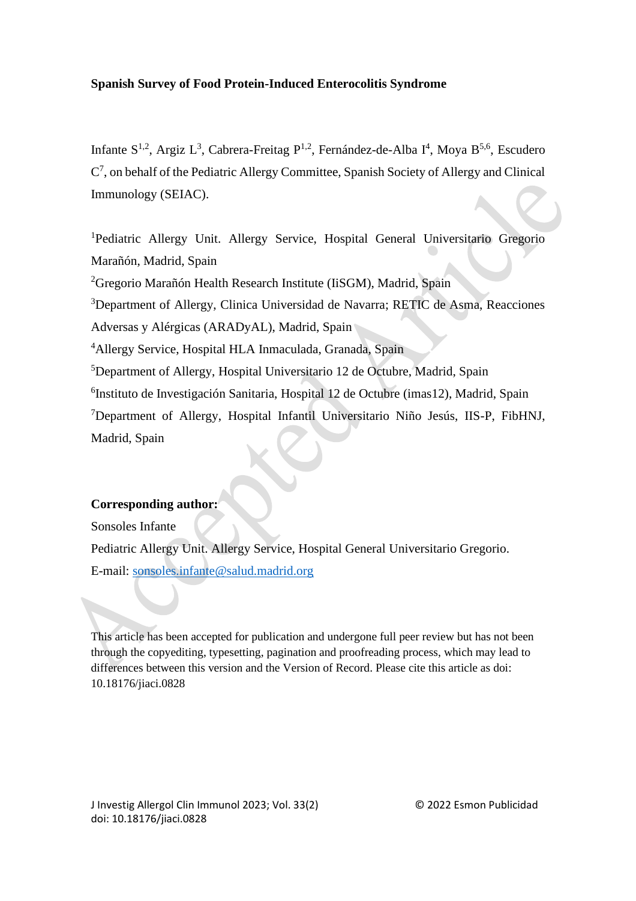**Spanish Survey of Food Protein-Induced Enterocolitis Syndrome**

Infante S[1,2], Argiz L[3], Cabrera-Freitag P[1,2], Fernández-de-Alba I[4], Moya B[5,6], Escudero C[7], on behalf of the Pediatric Allergy Committee, Spanish Society of Allergy and Clinical Immunology (SEIAC).

[1]Pediatric Allergy Unit. Allergy Service, Hospital General Universitario Gregorio Marañón, Madrid, Spain

[2]Gregorio Marañón Health Research Institute (IiSGM), Madrid, Spain

[3]Department of Allergy, Clinica Universidad de Navarra; RETIC de Asma, Reacciones Adversas y Alérgicas (ARADyAL), Madrid, Spain

[4]Allergy Service, Hospital HLA Inmaculada, Granada, Spain

[5]Department of Allergy, Hospital Universitario 12 de Octubre, Madrid, Spain

[6]Instituto de Investigación Sanitaria, Hospital 12 de Octubre (imas12), Madrid, Spain

[7]Department of Allergy, Hospital Infantil Universitario Niño Jesús, IIS-P, FibHNJ, Madrid, Spain

**Corresponding author:**

Sonsoles Infante

Pediatric Allergy Unit. Allergy Service, Hospital General Universitario Gregorio.

E-mail: sonsoles.infante@salud.madrid.org

This article has been accepted for publication and undergone full peer review but has not been through the copyediting, typesetting, pagination and proofreading process, which may lead to differences between this version and the Version of Record. Please cite this article as doi: 10.18176/jiaci.0828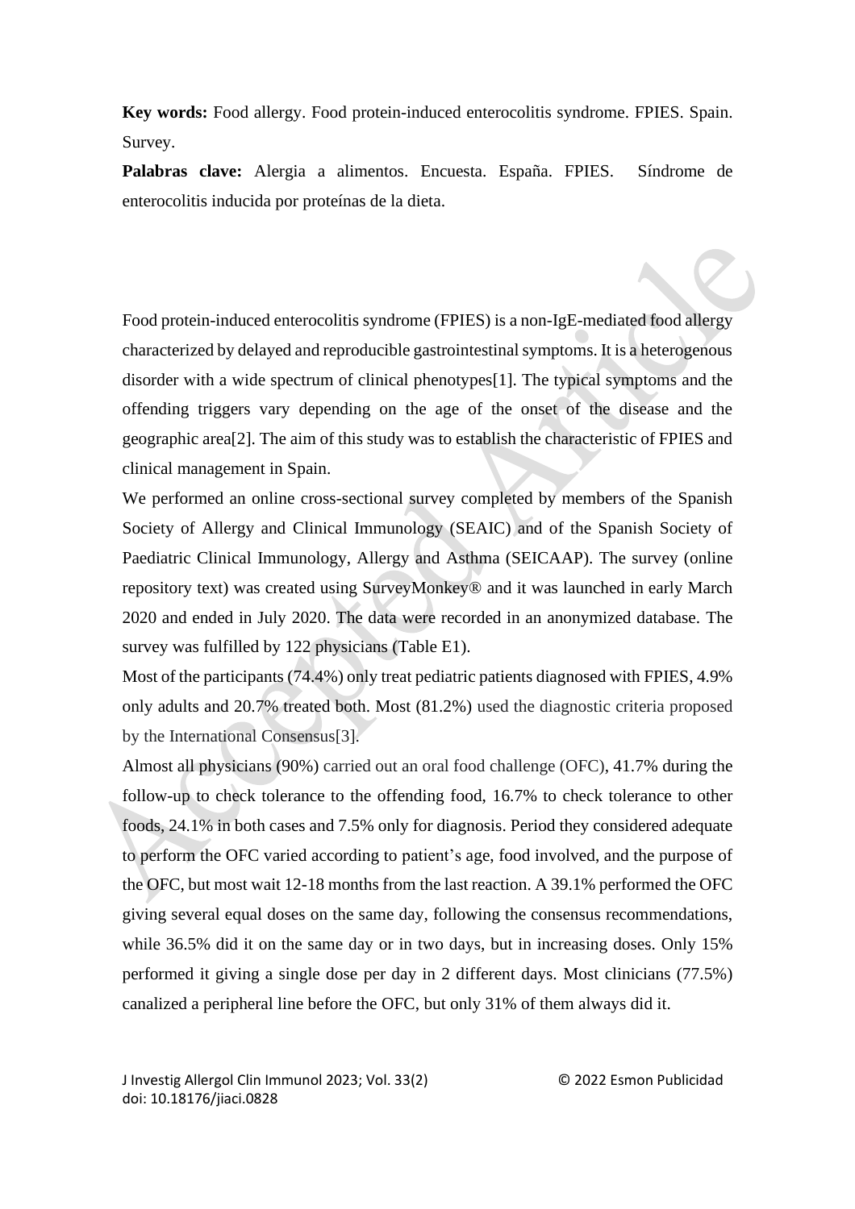**Key words:** Food allergy. Food protein-induced enterocolitis syndrome. FPIES. Spain. Survey.

**Palabras clave:** Alergia a alimentos. Encuesta. España. FPIES. Síndrome de enterocolitis inducida por proteínas de la dieta.

Food protein-induced enterocolitis syndrome (FPIES) is a non-IgE-mediated food allergy characterized by delayed and reproducible gastrointestinal symptoms. It is a heterogenous disorder with a wide spectrum of clinical phenotypes[1]. The typical symptoms and the offending triggers vary depending on the age of the onset of the disease and the geographic area[2]. The aim of this study was to establish the characteristic of FPIES and clinical management in Spain.

We performed an online cross-sectional survey completed by members of the Spanish Society of Allergy and Clinical Immunology (SEAIC) and of the Spanish Society of Paediatric Clinical Immunology, Allergy and Asthma (SEICAAP). The survey (online repository text) was created using SurveyMonkey® and it was launched in early March 2020 and ended in July 2020. The data were recorded in an anonymized database. The survey was fulfilled by 122 physicians (Table E1).

Most of the participants (74.4%) only treat pediatric patients diagnosed with FPIES, 4.9% only adults and 20.7% treated both. Most (81.2%) used the diagnostic criteria proposed by the International Consensus[3].

Almost all physicians (90%) carried out an oral food challenge (OFC), 41.7% during the follow-up to check tolerance to the offending food, 16.7% to check tolerance to other foods, 24.1% in both cases and 7.5% only for diagnosis. Period they considered adequate to perform the OFC varied according to patient's age, food involved, and the purpose of the OFC, but most wait 12-18 months from the last reaction. A 39.1% performed the OFC giving several equal doses on the same day, following the consensus recommendations, while 36.5% did it on the same day or in two days, but in increasing doses. Only 15% performed it giving a single dose per day in 2 different days. Most clinicians (77.5%) canalized a peripheral line before the OFC, but only 31% of them always did it.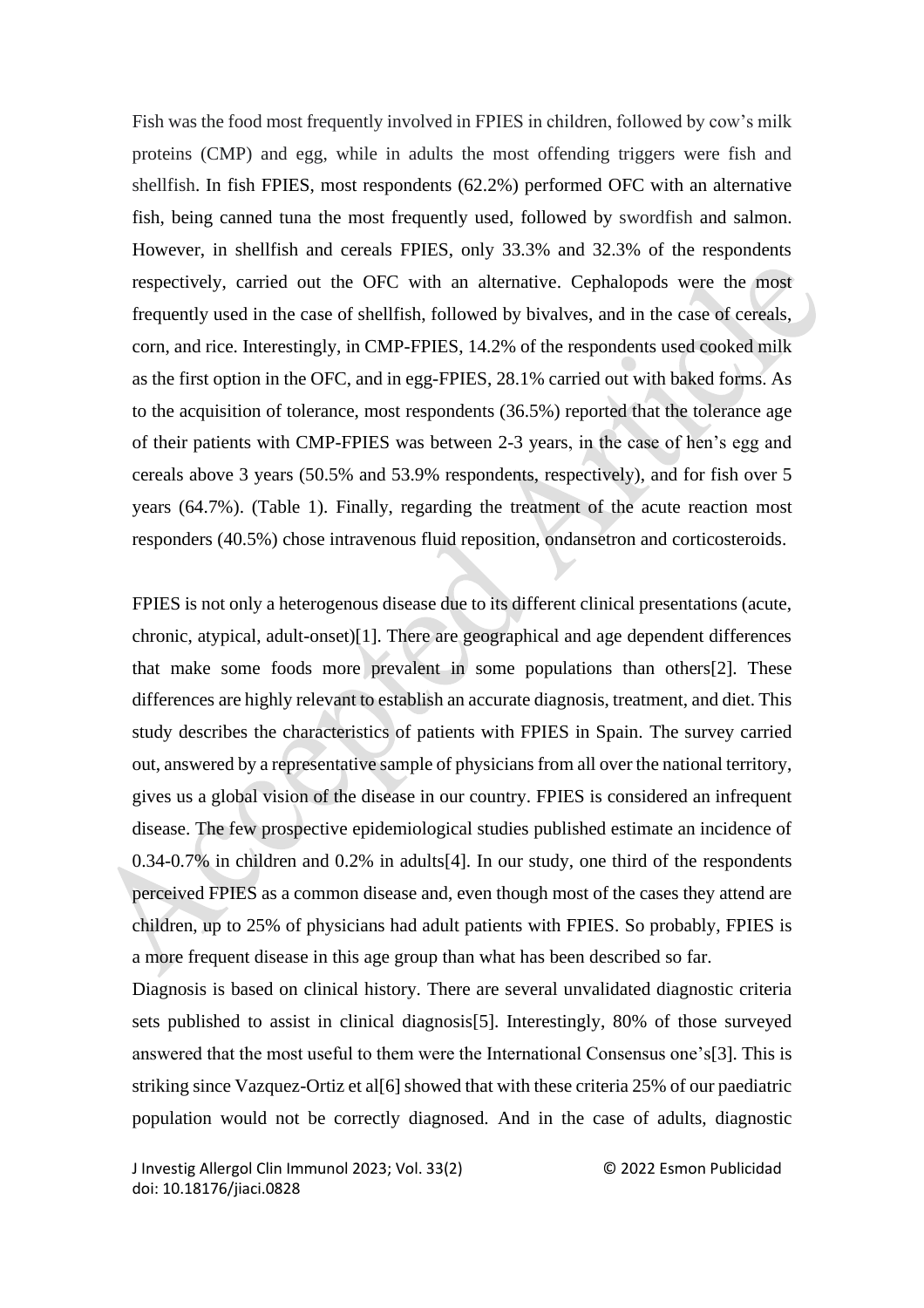Fish was the food most frequently involved in FPIES in children, followed by cow's milk proteins (CMP) and egg, while in adults the most offending triggers were fish and shellfish. In fish FPIES, most respondents (62.2%) performed OFC with an alternative fish, being canned tuna the most frequently used, followed by swordfish and salmon. However, in shellfish and cereals FPIES, only 33.3% and 32.3% of the respondents respectively, carried out the OFC with an alternative. Cephalopods were the most frequently used in the case of shellfish, followed by bivalves, and in the case of cereals, corn, and rice. Interestingly, in CMP-FPIES, 14.2% of the respondents used cooked milk as the first option in the OFC, and in egg-FPIES, 28.1% carried out with baked forms. As to the acquisition of tolerance, most respondents (36.5%) reported that the tolerance age of their patients with CMP-FPIES was between 2-3 years, in the case of hen's egg and cereals above 3 years (50.5% and 53.9% respondents, respectively), and for fish over 5 years (64.7%). (Table 1). Finally, regarding the treatment of the acute reaction most responders (40.5%) chose intravenous fluid reposition, ondansetron and corticosteroids.

FPIES is not only a heterogenous disease due to its different clinical presentations (acute, chronic, atypical, adult-onset)[1]. There are geographical and age dependent differences that make some foods more prevalent in some populations than others[2]. These differences are highly relevant to establish an accurate diagnosis, treatment, and diet. This study describes the characteristics of patients with FPIES in Spain. The survey carried out, answered by a representative sample of physicians from all over the national territory, gives us a global vision of the disease in our country. FPIES is considered an infrequent disease. The few prospective epidemiological studies published estimate an incidence of 0.34-0.7% in children and 0.2% in adults[4]. In our study, one third of the respondents perceived FPIES as a common disease and, even though most of the cases they attend are children, up to 25% of physicians had adult patients with FPIES. So probably, FPIES is a more frequent disease in this age group than what has been described so far.

Diagnosis is based on clinical history. There are several unvalidated diagnostic criteria sets published to assist in clinical diagnosis[5]. Interestingly, 80% of those surveyed answered that the most useful to them were the International Consensus one's[3]. This is striking since Vazquez-Ortiz et al[6] showed that with these criteria 25% of our paediatric population would not be correctly diagnosed. And in the case of adults, diagnostic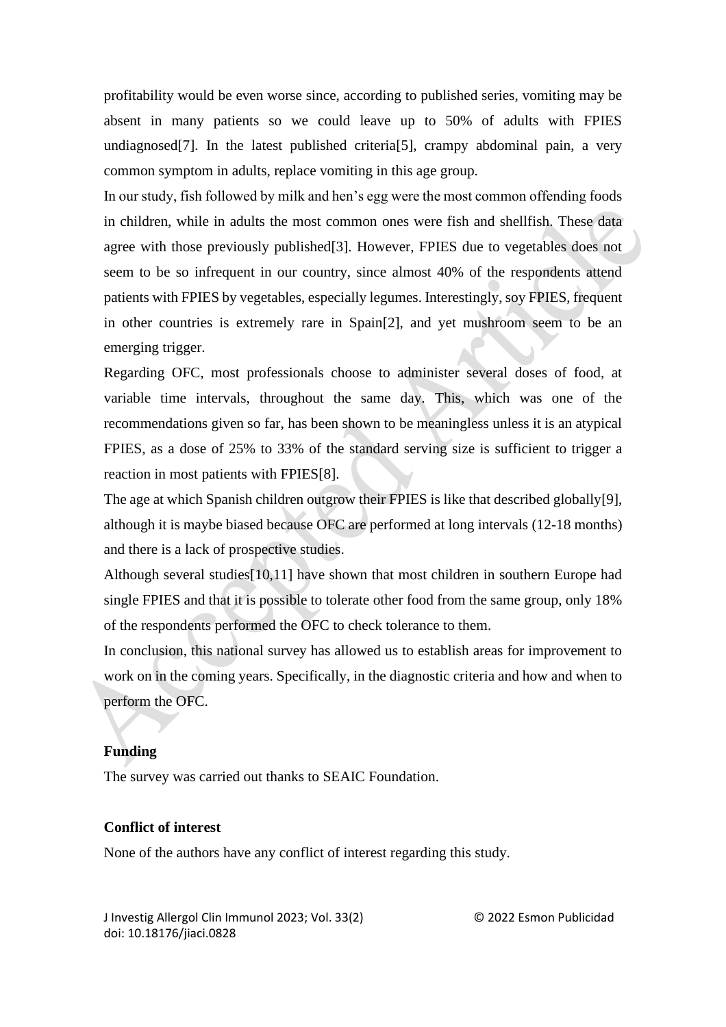profitability would be even worse since, according to published series, vomiting may be absent in many patients so we could leave up to 50% of adults with FPIES undiagnosed[7]. In the latest published criteria[5], crampy abdominal pain, a very common symptom in adults, replace vomiting in this age group.

In our study, fish followed by milk and hen's egg were the most common offending foods in children, while in adults the most common ones were fish and shellfish. These data agree with those previously published[3]. However, FPIES due to vegetables does not seem to be so infrequent in our country, since almost 40% of the respondents attend patients with FPIES by vegetables, especially legumes. Interestingly, soy FPIES, frequent in other countries is extremely rare in Spain[2], and yet mushroom seem to be an emerging trigger.

Regarding OFC, most professionals choose to administer several doses of food, at variable time intervals, throughout the same day. This, which was one of the recommendations given so far, has been shown to be meaningless unless it is an atypical FPIES, as a dose of 25% to 33% of the standard serving size is sufficient to trigger a reaction in most patients with FPIES[8].

The age at which Spanish children outgrow their FPIES is like that described globally[9], although it is maybe biased because OFC are performed at long intervals (12-18 months) and there is a lack of prospective studies.

Although several studies[10,11] have shown that most children in southern Europe had single FPIES and that it is possible to tolerate other food from the same group, only 18% of the respondents performed the OFC to check tolerance to them.

In conclusion, this national survey has allowed us to establish areas for improvement to work on in the coming years. Specifically, in the diagnostic criteria and how and when to perform the OFC.

**Funding**

The survey was carried out thanks to SEAIC Foundation.

**Conflict of interest**

None of the authors have any conflict of interest regarding this study.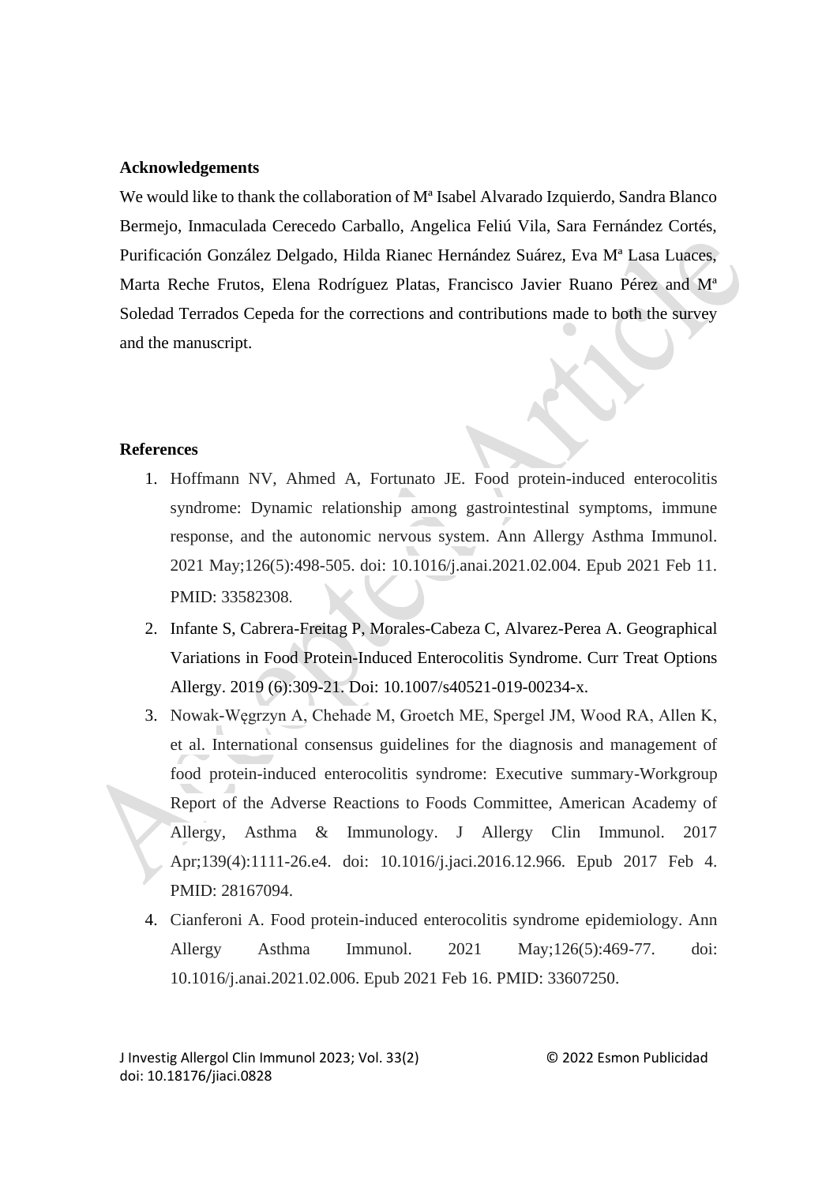## Acknowledgements

We would like to thank the collaboration of Mª Isabel Alvarado Izquierdo, Sandra Blanco Bermejo, Inmaculada Cerecedo Carballo, Angelica Feliú Vila, Sara Fernández Cortés, Purificación González Delgado, Hilda Rianec Hernández Suárez, Eva Mª Lasa Luaces, Marta Reche Frutos, Elena Rodríguez Platas, Francisco Javier Ruano Pérez and Mª Soledad Terrados Cepeda for the corrections and contributions made to both the survey and the manuscript.

## References

1. Hoffmann NV, Ahmed A, Fortunato JE. Food protein-induced enterocolitis syndrome: Dynamic relationship among gastrointestinal symptoms, immune response, and the autonomic nervous system. Ann Allergy Asthma Immunol. 2021 May;126(5):498-505. doi: 10.1016/j.anai.2021.02.004. Epub 2021 Feb 11. PMID: 33582308.
2. Infante S, Cabrera-Freitag P, Morales-Cabeza C, Alvarez-Perea A. Geographical Variations in Food Protein-Induced Enterocolitis Syndrome. Curr Treat Options Allergy. 2019 (6):309-21. Doi: 10.1007/s40521-019-00234-x.
3. Nowak-Węgrzyn A, Chehade M, Groetch ME, Spergel JM, Wood RA, Allen K, et al. International consensus guidelines for the diagnosis and management of food protein-induced enterocolitis syndrome: Executive summary-Workgroup Report of the Adverse Reactions to Foods Committee, American Academy of Allergy, Asthma & Immunology. J Allergy Clin Immunol. 2017 Apr;139(4):1111-26.e4. doi: 10.1016/j.jaci.2016.12.966. Epub 2017 Feb 4. PMID: 28167094.
4. Cianferoni A. Food protein-induced enterocolitis syndrome epidemiology. Ann Allergy Asthma Immunol. 2021 May;126(5):469-77. doi: 10.1016/j.anai.2021.02.006. Epub 2021 Feb 16. PMID: 33607250.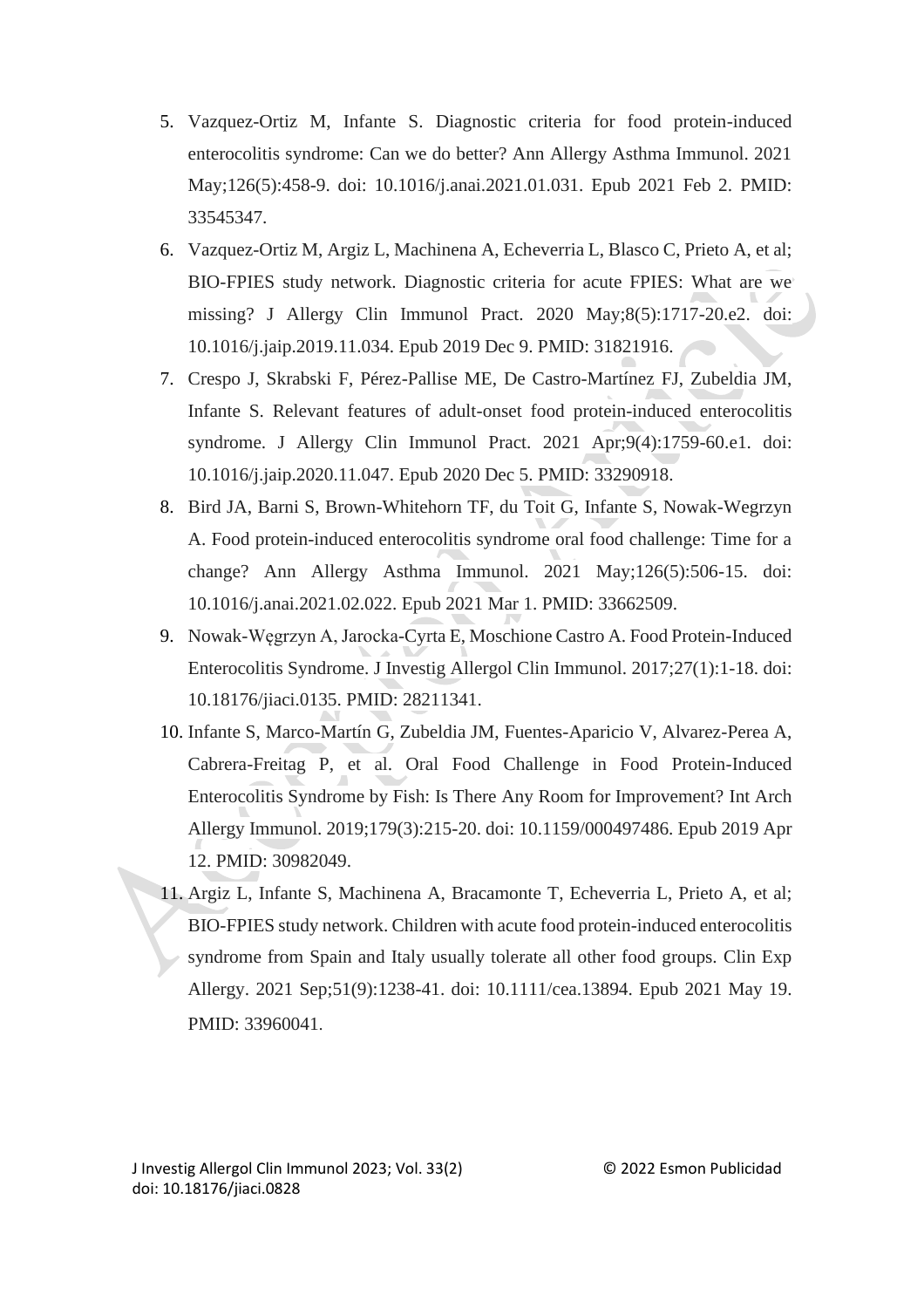5. Vazquez-Ortiz M, Infante S. Diagnostic criteria for food protein-induced enterocolitis syndrome: Can we do better? Ann Allergy Asthma Immunol. 2021 May;126(5):458-9. doi: 10.1016/j.anai.2021.01.031. Epub 2021 Feb 2. PMID: 33545347.
6. Vazquez-Ortiz M, Argiz L, Machinena A, Echeverria L, Blasco C, Prieto A, et al; BIO-FPIES study network. Diagnostic criteria for acute FPIES: What are we missing? J Allergy Clin Immunol Pract. 2020 May;8(5):1717-20.e2. doi: 10.1016/j.jaip.2019.11.034. Epub 2019 Dec 9. PMID: 31821916.
7. Crespo J, Skrabski F, Pérez-Pallise ME, De Castro-Martínez FJ, Zubeldia JM, Infante S. Relevant features of adult-onset food protein-induced enterocolitis syndrome. J Allergy Clin Immunol Pract. 2021 Apr;9(4):1759-60.e1. doi: 10.1016/j.jaip.2020.11.047. Epub 2020 Dec 5. PMID: 33290918.
8. Bird JA, Barni S, Brown-Whitehorn TF, du Toit G, Infante S, Nowak-Wegrzyn A. Food protein-induced enterocolitis syndrome oral food challenge: Time for a change? Ann Allergy Asthma Immunol. 2021 May;126(5):506-15. doi: 10.1016/j.anai.2021.02.022. Epub 2021 Mar 1. PMID: 33662509.
9. Nowak-Węgrzyn A, Jarocka-Cyrta E, Moschione Castro A. Food Protein-Induced Enterocolitis Syndrome. J Investig Allergol Clin Immunol. 2017;27(1):1-18. doi: 10.18176/jiaci.0135. PMID: 28211341.
10. Infante S, Marco-Martín G, Zubeldia JM, Fuentes-Aparicio V, Alvarez-Perea A, Cabrera-Freitag P, et al. Oral Food Challenge in Food Protein-Induced Enterocolitis Syndrome by Fish: Is There Any Room for Improvement? Int Arch Allergy Immunol. 2019;179(3):215-20. doi: 10.1159/000497486. Epub 2019 Apr 12. PMID: 30982049.
11. Argiz L, Infante S, Machinena A, Bracamonte T, Echeverria L, Prieto A, et al; BIO-FPIES study network. Children with acute food protein-induced enterocolitis syndrome from Spain and Italy usually tolerate all other food groups. Clin Exp Allergy. 2021 Sep;51(9):1238-41. doi: 10.1111/cea.13894. Epub 2021 May 19. PMID: 33960041.